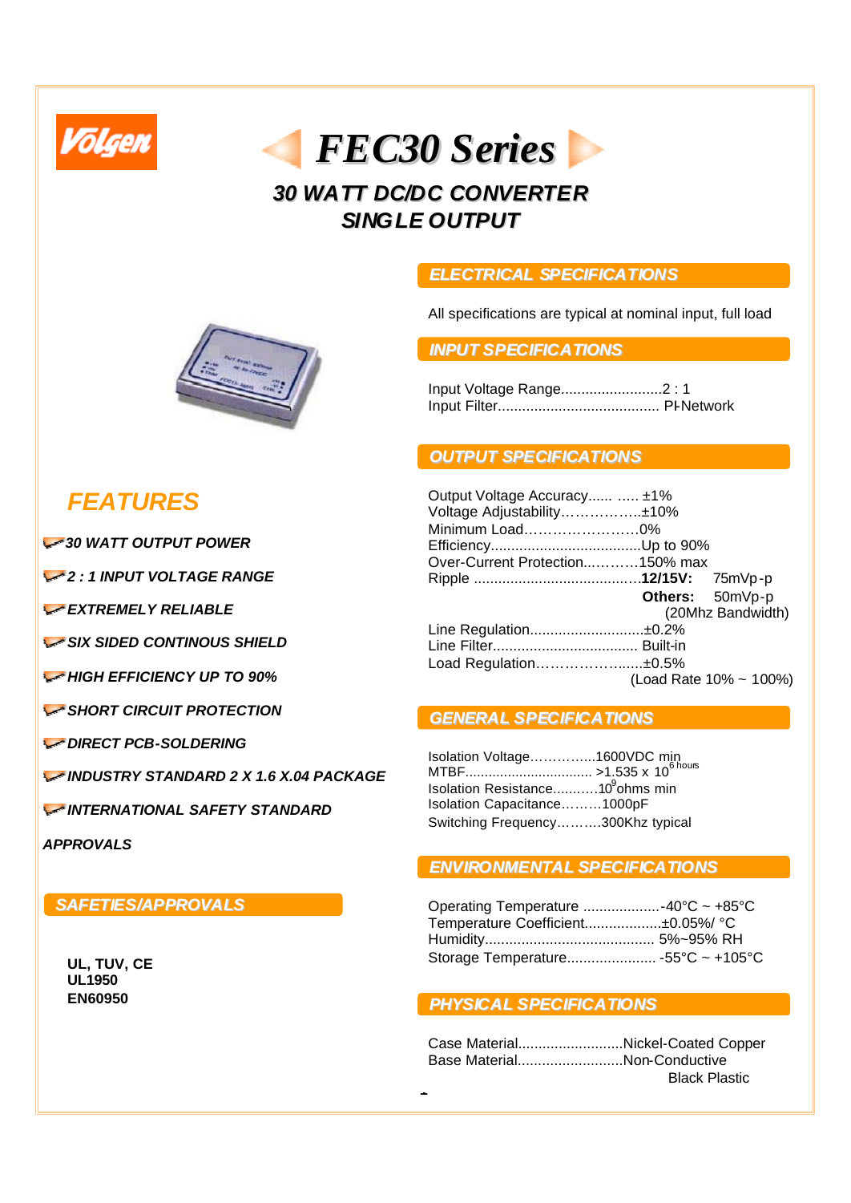Volgen

# FEC30 Series

## 30 WATT DC/DC CONVERTER
## SINGLE OUTPUT

## FEATURES

- *30 WATT OUTPUT POWER*
- *2 : 1 INPUT VOLTAGE RANGE*
- *EXTREMELY RELIABLE*
- *SIX SIDED CONTINOUS SHIELD*
- *HIGH EFFICIENCY UP TO 90%*
- *SHORT CIRCUIT PROTECTION*
- *DIRECT PCB-SOLDERING*
- *INDUSTRY STANDARD 2 X 1.6 X.04 PACKAGE*
- *INTERNATIONAL SAFETY STANDARD APPROVALS*

### SAFETIES/APPROVALS

**UL, TUV, CE**
**UL1950**
**EN60950**

### ELECTRICAL SPECIFICATIONS

All specifications are typical at nominal input, full load

### INPUT SPECIFICATIONS

Input Voltage Range.........................2 : 1
Input Filter........................................ PI-Network

### OUTPUT SPECIFICATIONS

Output Voltage Accuracy...... ..... ±1%
Voltage Adjustability……………..±10%
Minimum Load…………………….0%
Efficiency.....................................Up to 90%
Over-Current Protection...………150% max
Ripple .........................................**12/15V:** 75mVp-p
**Others:** 50mVp-p
(20Mhz Bandwidth)
Line Regulation............................±0.2%
Line Filter.................................... Built-in
Load Regulation………………......±0.5%
(Load Rate 10% ~ 100%)

### GENERAL SPECIFICATIONS

Isolation Voltage…………...1600VDC min
MTBF................................ >1.535 x $10^6$ hours
Isolation Resistance...........$10^9$ ohms min
Isolation Capacitance………1000pF
Switching Frequency……….300Khz typical

### ENVIRONMENTAL SPECIFICATIONS

Operating Temperature ...................-40°C ~ +85°C
Temperature Coefficient..................±0.05%/ °C
Humidity.......................................... 5%~95% RH
Storage Temperature...................... -55°C ~ +105°C

### PHYSICAL SPECIFICATIONS

Case Material..........................Nickel-Coated Copper
Base Material..........................Non-Conductive Black Plastic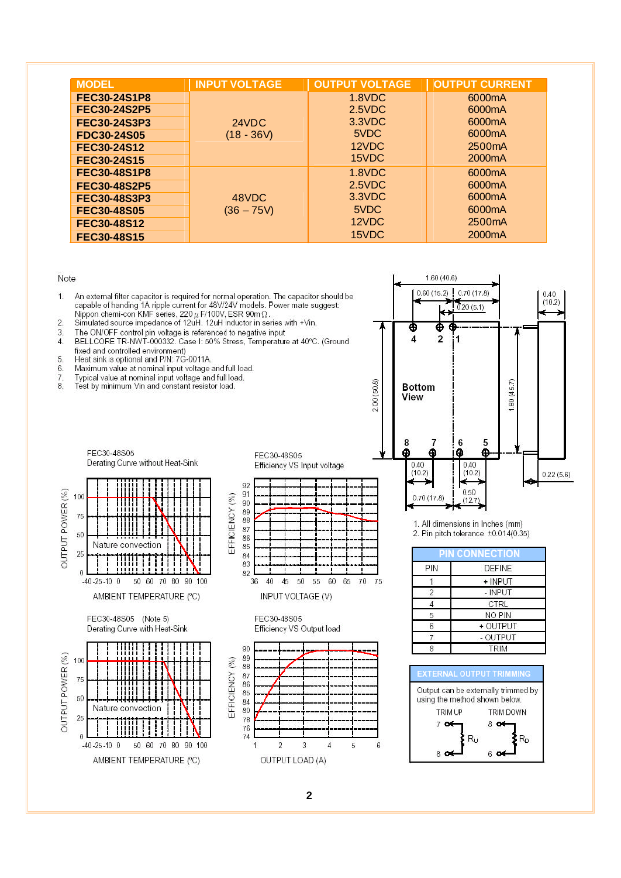| MODEL | INPUT VOLTAGE | OUTPUT VOLTAGE | OUTPUT CURRENT |
|---|---|---|---|
| FEC30-24S1P8 | 24VDC (18 - 36V) | 1.8VDC | 6000mA |
| FEC30-24S2P5 | | 2.5VDC | 6000mA |
| FEC30-24S3P3 | | 3.3VDC | 6000mA |
| FDC30-24S05 | | 5VDC | 6000mA |
| FEC30-24S12 | | 12VDC | 2500mA |
| FEC30-24S15 | | 15VDC | 2000mA |
| FEC30-48S1P8 | 48VDC (36 – 75V) | 1.8VDC | 6000mA |
| FEC30-48S2P5 | | 2.5VDC | 6000mA |
| FEC30-48S3P3 | | 3.3VDC | 6000mA |
| FEC30-48S05 | | 5VDC | 6000mA |
| FEC30-48S12 | | 12VDC | 2500mA |
| FEC30-48S15 | | 15VDC | 2000mA |

Note

1. An external filter capacitor is required for normal operation. The capacitor should be capable of handling 1A ripple current for 48V/24V models. Power mate suggest: Nippon chemi-con KMF series, 220μF/100V, ESR 90mΩ.
2. Simulated source impedance of 12uH. 12uH inductor in series with +Vin.
3. The ON/OFF control pin voltage is referenced to negative input
4. BELLCORE TR-NWT-000332. Case I: 50% Stress, Temperature at 40°C. (Ground fixed and controlled environment)
5. Heat sink is optional and P/N: 7G-0011A.
6. Maximum value at nominal input voltage and full load.
7. Typical value at nominal input voltage and full load.
8. Test by minimum Vin and constant resistor load.

1.60 (40.6)
0.60 (15.2)
0.70 (17.8)
0.20 (5.1)
0.40 (10.2)
4 2 1
Bottom View
2.00 (50.8)
1.80 (45.7)
8 7 6 5
0.40 (10.2)
0.40 (10.2)
0.70 (17.8)
0.50 (12.7)
0.22 (5.6)

1. All dimensions in Inches (mm)
2. Pin pitch tolerance ±0.014(0.35)

FEC30-48S05
Derating Curve without Heat-Sink
OUTPUT POWER (%)
100
75
50
25
0
Nature convection
-40 -25 -10 0 50 60 70 80 90 100
AMBIENT TEMPERATURE (°C)

FEC30-48S05
Efficiency VS Input voltage
EFFICIENCY (%)
92
91
90
89
88
87
86
85
84
83
82
36 40 45 50 55 60 65 70 75
INPUT VOLTAGE (V)

| PIN CONNECTION | |
|---|---|
| PIN | DEFINE |
| 1 | + INPUT |
| 2 | - INPUT |
| 4 | CTRL |
| 5 | NO PIN |
| 6 | + OUTPUT |
| 7 | - OUTPUT |
| 8 | TRIM |

FEC30-48S05 (Note 5)
Derating Curve with Heat-Sink
OUTPUT POWER (%)
100
75
50
25
0
Nature convection
-40 -25 -10 0 50 60 70 80 90 100
AMBIENT TEMPERATURE (°C)

FEC30-48S05
Efficiency VS Output load
EFFICIENCY (%)
90
89
88
87
86
85
84
80
78
76
74
1 2 3 4 5 6
OUTPUT LOAD (A)

**EXTERNAL OUTPUT TRIMMING**

Output can be externally trimmed by using the method shown below.

TRIM UP
7
$R_U$
8

TRIM DOWN
8
$R_D$
6